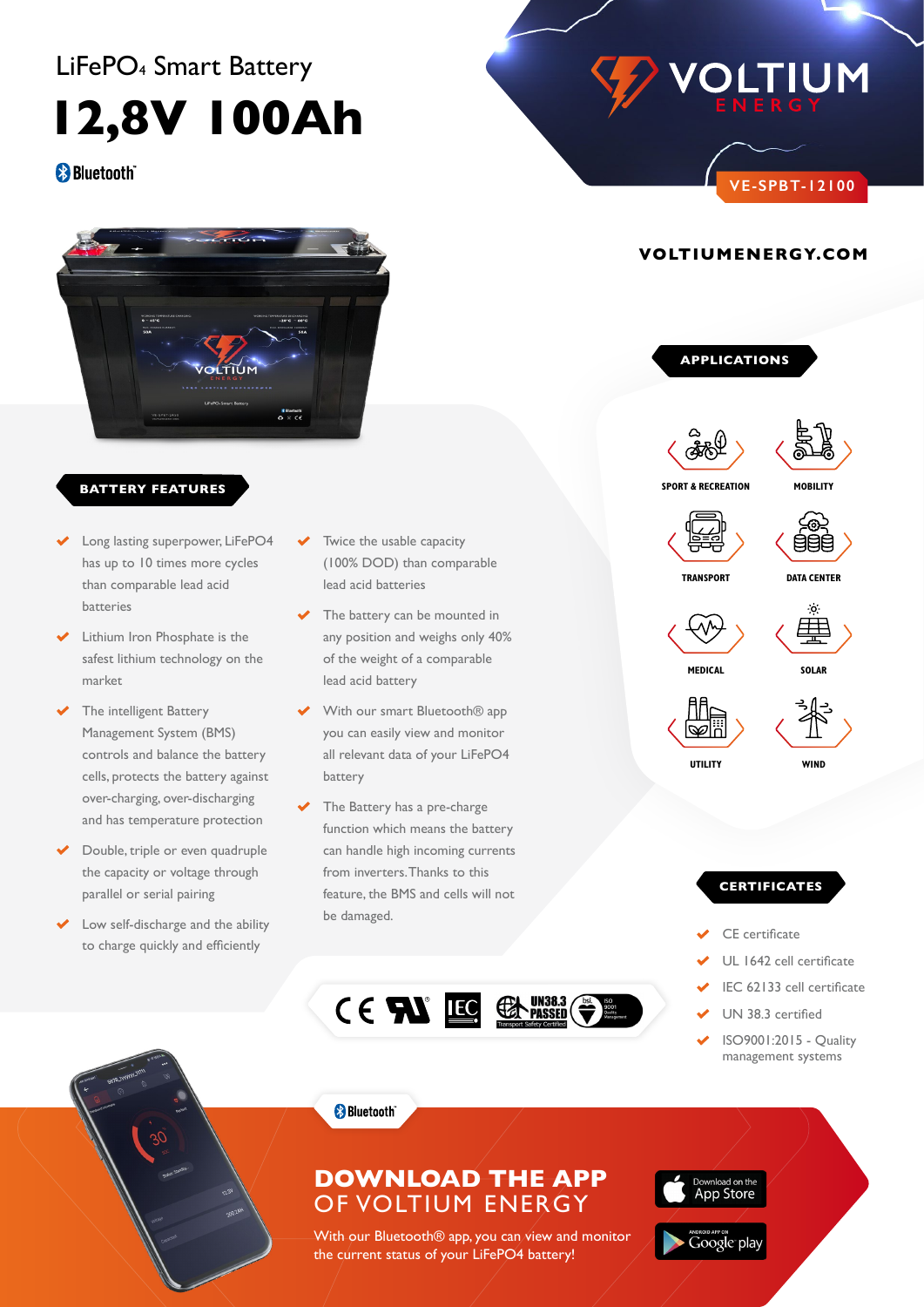LiFePO$_4$ Smart Battery

# 12,8V 100Ah

Bluetooth

VOLTIUM ENERGY

VE-SPBT-12100

VOLTIUMENERGY.COM

## BATTERY FEATURES

- Long lasting superpower, LiFePO4 has up to 10 times more cycles than comparable lead acid batteries
- Lithium Iron Phosphate is the safest lithium technology on the market
- The intelligent Battery Management System (BMS) controls and balance the battery cells, protects the battery against over-charging, over-discharging and has temperature protection
- Double, triple or even quadruple the capacity or voltage through parallel or serial pairing
- Low self-discharge and the ability to charge quickly and efficiently
- Twice the usable capacity (100% DOD) than comparable lead acid batteries
- The battery can be mounted in any position and weighs only 40% of the weight of a comparable lead acid battery
- With our smart Bluetooth® app you can easily view and monitor all relevant data of your LiFePO4 battery
- The Battery has a pre-charge function which means the battery can handle high incoming currents from inverters. Thanks to this feature, the BMS and cells will not be damaged.

## APPLICATIONS

- SPORT & RECREATION
- MOBILITY
- TRANSPORT
- DATA CENTER
- MEDICAL
- SOLAR
- UTILITY
- WIND

## CERTIFICATES

- CE certificate
- UL 1642 cell certificate
- IEC 62133 cell certificate
- UN 38.3 certified
- ISO9001:2015 - Quality management systems

Bluetooth

## DOWNLOAD THE APP OF VOLTIUM ENERGY

With our Bluetooth® app, you can view and monitor the current status of your LiFePO4 battery!

Download on the App Store

Android App on Google play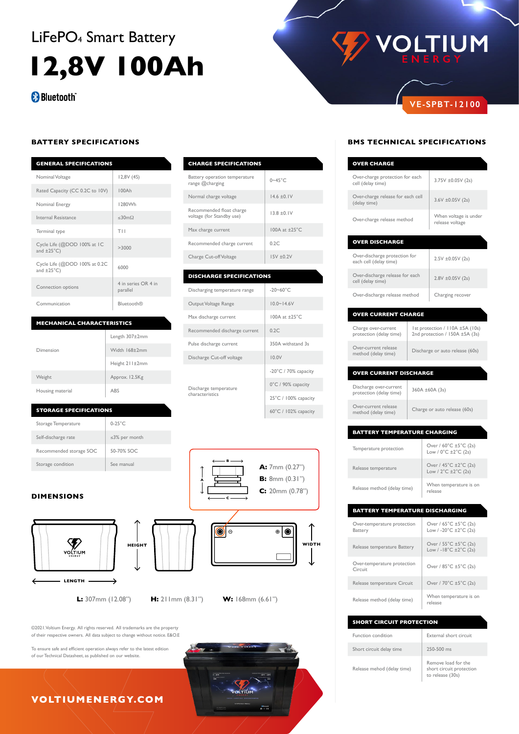# LiFePO$_4$ Smart Battery

# 12,8V 100Ah

Bluetooth

VOLTIUM ENERGY

VE-SPBT-12100

## BATTERY SPECIFICATIONS

| GENERAL SPECIFICATIONS | |
|---|---|
| Nominal Voltage | 12,8V (4S) |
| Rated Capacity (CC 0.2C to 10V) | 100Ah |
| Nominal Energy | 1280Wh |
| Internal Resistance | ≤30mΩ |
| Terminal type | T11 |
| Cycle Life (@DOD 100% at 1C and ±25°C) | >3000 |
| Cycle Life (@DOD 100% at 0.2C and ±25°C) | 6000 |
| Connection options | 4 in series OR 4 in parallel |
| Communication | Bluetooth® |

| MECHANICAL CHARACTERISTICS | |
|---|---|
| Dimension | Length 307±2mm |
| | Width 168±2mm |
| | Height 211±2mm |
| Weight | Approx. 12.5Kg |
| Housing material | ABS |

| STORAGE SPECIFICATIONS | |
|---|---|
| Storage Temperature | 0-25°C |
| Self-discharge rate | ≤3% per month |
| Recommended storage SOC | 50-70% SOC |
| Storage condition | See manual |

| CHARGE SPECIFICATIONS | |
|---|---|
| Battery operation temperature range @charging | 0~45°C |
| Normal charge voltage | 14.6 ±0.1V |
| Recommended float charge voltage (for Standby use) | 13.8 ±0.1V |
| Max charge current | 100A at ±25°C |
| Recommended charge current | 0.2C |
| Charge Cut-off Voltage | 15V ±0.2V |

| DISCHARGE SPECIFICATIONS | |
|---|---|
| Discharging temperature range | -20~60°C |
| Output Voltage Range | 10.0~14.6V |
| Max discharge current | 100A at ±25°C |
| Recommended discharge current | 0.2C |
| Pulse discharge current | 350A withstand 3s |
| Discharge Cut-off voltage | 10.0V |
| Discharge temperature characteristics | -20°C / 70% capacity |
| | 0°C / 90% capacity |
| | 25°C / 100% capacity |
| | 60°C / 102% capacity |

**A:** 7mm (0.27")
**B:** 8mm (0.31")
**C:** 20mm (0.78")

## DIMENSIONS

LENGTH
HEIGHT
WIDTH

**L:** 307mm (12.08") **H:** 211mm (8.31") **W:** 168mm (6.61")

## BMS TECHNICAL SPECIFICATIONS

| OVER CHARGE | |
|---|---|
| Over-charge protection for each cell (delay time) | 3.75V ±0.05V (2s) |
| Over-charge release for each cell (delay time) | 3.6V ±0.05V (2s) |
| Over-charge release method | When voltage is under release voltage |

| OVER DISCHARGE | |
|---|---|
| Over-discharge protection for each cell (delay time) | 2.5V ±0.05V (2s) |
| Over-discharge release for each cell (delay time) | 2.8V ±0.05V (2s) |
| Over-discharge release method | Charging recover |

| OVER CURRENT CHARGE | |
|---|---|
| Charge over-current protection (delay time) | 1st protection / 110A ±5A (10s)<br>2nd protection / 150A ±5A (3s) |
| Over-current release method (delay time) | Discharge or auto release (60s) |

| OVER CURRENT DISCHARGE | |
|---|---|
| Discharge over-current protection (delay time) | 360A ±60A (3s) |
| Over-current release method (delay time) | Charge or auto release (60s) |

| BATTERY TEMPERATURE CHARGING | |
|---|---|
| Temperature protection | Over / 60°C ±5°C (2s)<br>Low / 0°C ±2°C (2s) |
| Release temperature | Over / 45°C ±2°C (2s)<br>Low / 2°C ±2°C (2s) |
| Release method (delay time) | When temperature is on release |

| BATTERY TEMPERATURE DISCHARGING | |
|---|---|
| Over-temperature protection Battery | Over / 65°C ±5°C (2s)<br>Low / -20°C ±2°C (2s) |
| Release temperature Battery | Over / 55°C ±5°C (2s)<br>Low / -18°C ±2°C (2s) |
| Over-temperature protection Circuit | Over / 85°C ±5°C (2s) |
| Release temperature Circuit | Over / 70°C ±5°C (2s) |
| Release method (delay time) | When temperature is on release |

| SHORT CIRCUIT PROTECTION | |
|---|---|
| Function condition | External short circuit |
| Short circuit delay time | 250-500 ms |
| Release mehod (delay time) | Remove load for the short circuit protection to release (30s) |

©2021. Voltium Energy. All rights reserved. All trademarks are the property of their respective owners. All data subject to change without notice. E&O.E

To ensure safe and efficient operation always refer to the latest edition of our Technical Datasheet, as published on our website.

**VOLTIUMENERGY.COM**